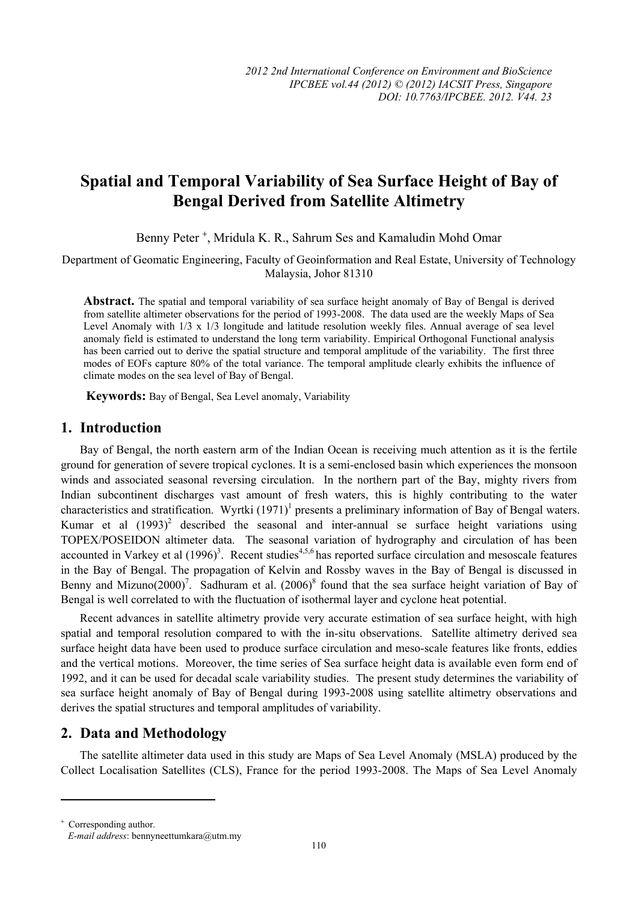# Spatial and Temporal Variability of Sea Surface Height of Bay of Bengal Derived from Satellite Altimetry

Benny Peter [+], Mridula K. R., Sahrum Ses and Kamaludin Mohd Omar

Department of Geomatic Engineering, Faculty of Geoinformation and Real Estate, University of Technology Malaysia, Johor 81310

**Abstract.** The spatial and temporal variability of sea surface height anomaly of Bay of Bengal is derived from satellite altimeter observations for the period of 1993-2008. The data used are the weekly Maps of Sea Level Anomaly with 1/3 x 1/3 longitude and latitude resolution weekly files. Annual average of sea level anomaly field is estimated to understand the long term variability. Empirical Orthogonal Functional analysis has been carried out to derive the spatial structure and temporal amplitude of the variability. The first three modes of EOFs capture 80% of the total variance. The temporal amplitude clearly exhibits the influence of climate modes on the sea level of Bay of Bengal.

**Keywords:** Bay of Bengal, Sea Level anomaly, Variability

## 1. Introduction

Bay of Bengal, the north eastern arm of the Indian Ocean is receiving much attention as it is the fertile ground for generation of severe tropical cyclones. It is a semi-enclosed basin which experiences the monsoon winds and associated seasonal reversing circulation. In the northern part of the Bay, mighty rivers from Indian subcontinent discharges vast amount of fresh waters, this is highly contributing to the water characteristics and stratification. Wyrtki (1971)[1] presents a preliminary information of Bay of Bengal waters. Kumar et al (1993)[2] described the seasonal and inter-annual se surface height variations using TOPEX/POSEIDON altimeter data. The seasonal variation of hydrography and circulation of has been accounted in Varkey et al (1996)[3]. Recent studies[4,5,6] has reported surface circulation and mesoscale features in the Bay of Bengal. The propagation of Kelvin and Rossby waves in the Bay of Bengal is discussed in Benny and Mizuno(2000)[7]. Sadhuram et al. (2006)[8] found that the sea surface height variation of Bay of Bengal is well correlated to with the fluctuation of isothermal layer and cyclone heat potential.

Recent advances in satellite altimetry provide very accurate estimation of sea surface height, with high spatial and temporal resolution compared to with the in-situ observations. Satellite altimetry derived sea surface height data have been used to produce surface circulation and meso-scale features like fronts, eddies and the vertical motions. Moreover, the time series of Sea surface height data is available even form end of 1992, and it can be used for decadal scale variability studies. The present study determines the variability of sea surface height anomaly of Bay of Bengal during 1993-2008 using satellite altimetry observations and derives the spatial structures and temporal amplitudes of variability.

## 2. Data and Methodology

The satellite altimeter data used in this study are Maps of Sea Level Anomaly (MSLA) produced by the Collect Localisation Satellites (CLS), France for the period 1993-2008. The Maps of Sea Level Anomaly

---

[+] Corresponding author.
*E-mail address*: bennyneettumkara@utm.my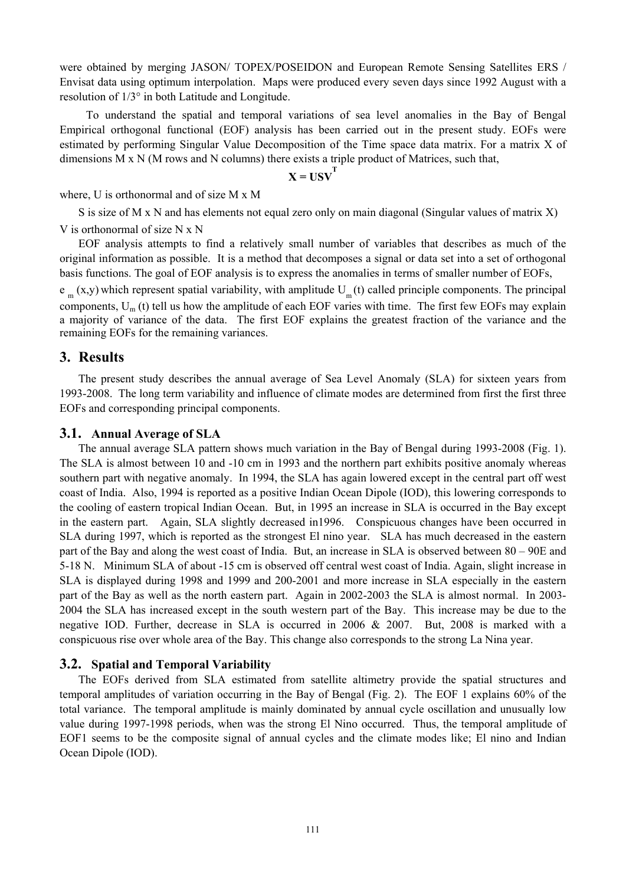were obtained by merging JASON/ TOPEX/POSEIDON and European Remote Sensing Satellites ERS / Envisat data using optimum interpolation. Maps were produced every seven days since 1992 August with a resolution of 1/3° in both Latitude and Longitude.

To understand the spatial and temporal variations of sea level anomalies in the Bay of Bengal Empirical orthogonal functional (EOF) analysis has been carried out in the present study. EOFs were estimated by performing Singular Value Decomposition of the Time space data matrix. For a matrix X of dimensions M x N (M rows and N columns) there exists a triple product of Matrices, such that,

$$\mathbf{X = USV^T}$$

where, U is orthonormal and of size M x M

S is size of M x N and has elements not equal zero only on main diagonal (Singular values of matrix X)

V is orthonormal of size N x N

EOF analysis attempts to find a relatively small number of variables that describes as much of the original information as possible. It is a method that decomposes a signal or data set into a set of orthogonal basis functions. The goal of EOF analysis is to express the anomalies in terms of smaller number of EOFs, $e_m(x,y)$ which represent spatial variability, with amplitude $U_m(t)$ called principle components. The principal components, $U_m(t)$ tell us how the amplitude of each EOF varies with time. The first few EOFs may explain a majority of variance of the data. The first EOF explains the greatest fraction of the variance and the remaining EOFs for the remaining variances.

## 3. Results

The present study describes the annual average of Sea Level Anomaly (SLA) for sixteen years from 1993-2008. The long term variability and influence of climate modes are determined from first the first three EOFs and corresponding principal components.

### 3.1. Annual Average of SLA

The annual average SLA pattern shows much variation in the Bay of Bengal during 1993-2008 (Fig. 1). The SLA is almost between 10 and -10 cm in 1993 and the northern part exhibits positive anomaly whereas southern part with negative anomaly. In 1994, the SLA has again lowered except in the central part off west coast of India. Also, 1994 is reported as a positive Indian Ocean Dipole (IOD), this lowering corresponds to the cooling of eastern tropical Indian Ocean. But, in 1995 an increase in SLA is occurred in the Bay except in the eastern part. Again, SLA slightly decreased in1996. Conspicuous changes have been occurred in SLA during 1997, which is reported as the strongest El nino year. SLA has much decreased in the eastern part of the Bay and along the west coast of India. But, an increase in SLA is observed between 80 – 90E and 5-18 N. Minimum SLA of about -15 cm is observed off central west coast of India. Again, slight increase in SLA is displayed during 1998 and 1999 and 200-2001 and more increase in SLA especially in the eastern part of the Bay as well as the north eastern part. Again in 2002-2003 the SLA is almost normal. In 2003-2004 the SLA has increased except in the south western part of the Bay. This increase may be due to the negative IOD. Further, decrease in SLA is occurred in 2006 & 2007. But, 2008 is marked with a conspicuous rise over whole area of the Bay. This change also corresponds to the strong La Nina year.

### 3.2. Spatial and Temporal Variability

The EOFs derived from SLA estimated from satellite altimetry provide the spatial structures and temporal amplitudes of variation occurring in the Bay of Bengal (Fig. 2). The EOF 1 explains 60% of the total variance. The temporal amplitude is mainly dominated by annual cycle oscillation and unusually low value during 1997-1998 periods, when was the strong El Nino occurred. Thus, the temporal amplitude of EOF1 seems to be the composite signal of annual cycles and the climate modes like; El nino and Indian Ocean Dipole (IOD).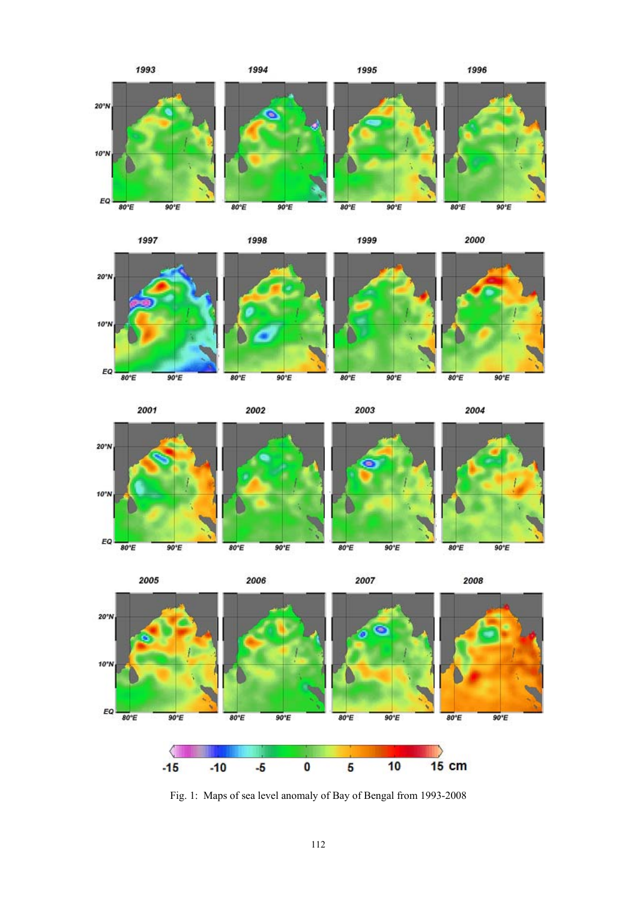Fig. 1: Maps of sea level anomaly of Bay of Bengal from 1993-2008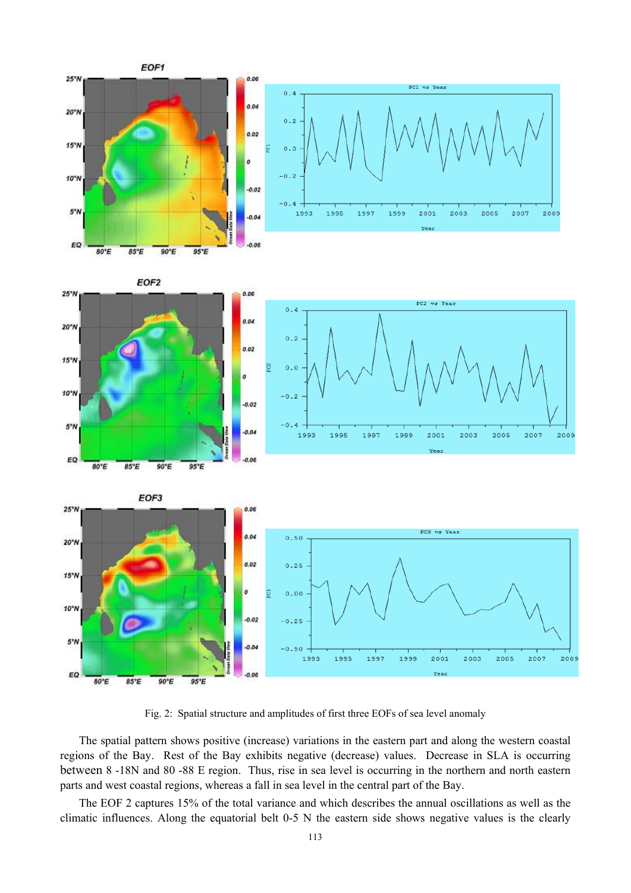Fig. 2: Spatial structure and amplitudes of first three EOFs of sea level anomaly

The spatial pattern shows positive (increase) variations in the eastern part and along the western coastal regions of the Bay. Rest of the Bay exhibits negative (decrease) values. Decrease in SLA is occurring between 8 -18N and 80 -88 E region. Thus, rise in sea level is occurring in the northern and north eastern parts and west coastal regions, whereas a fall in sea level in the central part of the Bay.

The EOF 2 captures 15% of the total variance and which describes the annual oscillations as well as the climatic influences. Along the equatorial belt 0-5 N the eastern side shows negative values is the clearly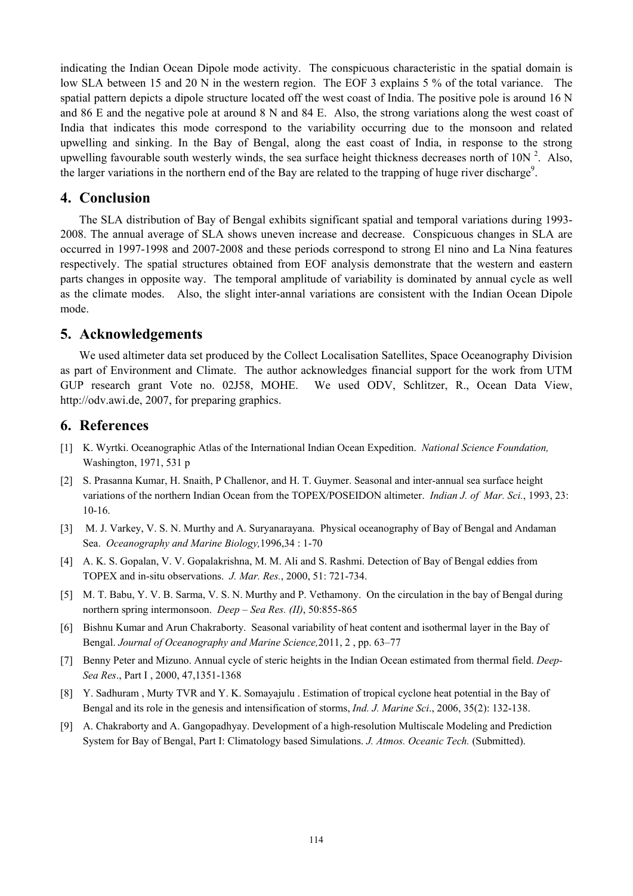indicating the Indian Ocean Dipole mode activity. The conspicuous characteristic in the spatial domain is low SLA between 15 and 20 N in the western region. The EOF 3 explains 5 % of the total variance. The spatial pattern depicts a dipole structure located off the west coast of India. The positive pole is around 16 N and 86 E and the negative pole at around 8 N and 84 E. Also, the strong variations along the west coast of India that indicates this mode correspond to the variability occurring due to the monsoon and related upwelling and sinking. In the Bay of Bengal, along the east coast of India, in response to the strong upwelling favourable south westerly winds, the sea surface height thickness decreases north of 10N [2]. Also, the larger variations in the northern end of the Bay are related to the trapping of huge river discharge[9].

## 4. Conclusion

The SLA distribution of Bay of Bengal exhibits significant spatial and temporal variations during 1993-2008. The annual average of SLA shows uneven increase and decrease. Conspicuous changes in SLA are occurred in 1997-1998 and 2007-2008 and these periods correspond to strong El nino and La Nina features respectively. The spatial structures obtained from EOF analysis demonstrate that the western and eastern parts changes in opposite way. The temporal amplitude of variability is dominated by annual cycle as well as the climate modes. Also, the slight inter-annal variations are consistent with the Indian Ocean Dipole mode.

## 5. Acknowledgements

We used altimeter data set produced by the Collect Localisation Satellites, Space Oceanography Division as part of Environment and Climate. The author acknowledges financial support for the work from UTM GUP research grant Vote no. 02J58, MOHE. We used ODV, Schlitzer, R., Ocean Data View, http://odv.awi.de, 2007, for preparing graphics.

## 6. References

[1] K. Wyrtki. Oceanographic Atlas of the International Indian Ocean Expedition. *National Science Foundation,* Washington, 1971, 531 p

[2] S. Prasanna Kumar, H. Snaith, P Challenor, and H. T. Guymer. Seasonal and inter-annual sea surface height variations of the northern Indian Ocean from the TOPEX/POSEIDON altimeter. *Indian J. of Mar. Sci.*, 1993, 23: 10-16.

[3] M. J. Varkey, V. S. N. Murthy and A. Suryanarayana. Physical oceanography of Bay of Bengal and Andaman Sea. *Oceanography and Marine Biology,*1996,34 : 1-70

[4] A. K. S. Gopalan, V. V. Gopalakrishna, M. M. Ali and S. Rashmi. Detection of Bay of Bengal eddies from TOPEX and in-situ observations. *J. Mar. Res.*, 2000, 51: 721-734.

[5] M. T. Babu, Y. V. B. Sarma, V. S. N. Murthy and P. Vethamony. On the circulation in the bay of Bengal during northern spring intermonsoon. *Deep – Sea Res. (II)*, 50:855-865

[6] Bishnu Kumar and Arun Chakraborty. Seasonal variability of heat content and isothermal layer in the Bay of Bengal. *Journal of Oceanography and Marine Science,*2011, 2 , pp. 63–77

[7] Benny Peter and Mizuno. Annual cycle of steric heights in the Indian Ocean estimated from thermal field. *Deep-Sea Res*., Part I , 2000, 47,1351-1368

[8] Y. Sadhuram , Murty TVR and Y. K. Somayajulu . Estimation of tropical cyclone heat potential in the Bay of Bengal and its role in the genesis and intensification of storms, *Ind. J. Marine Sci*., 2006, 35(2): 132-138.

[9] A. Chakraborty and A. Gangopadhyay. Development of a high-resolution Multiscale Modeling and Prediction System for Bay of Bengal, Part I: Climatology based Simulations. *J. Atmos. Oceanic Tech.* (Submitted).